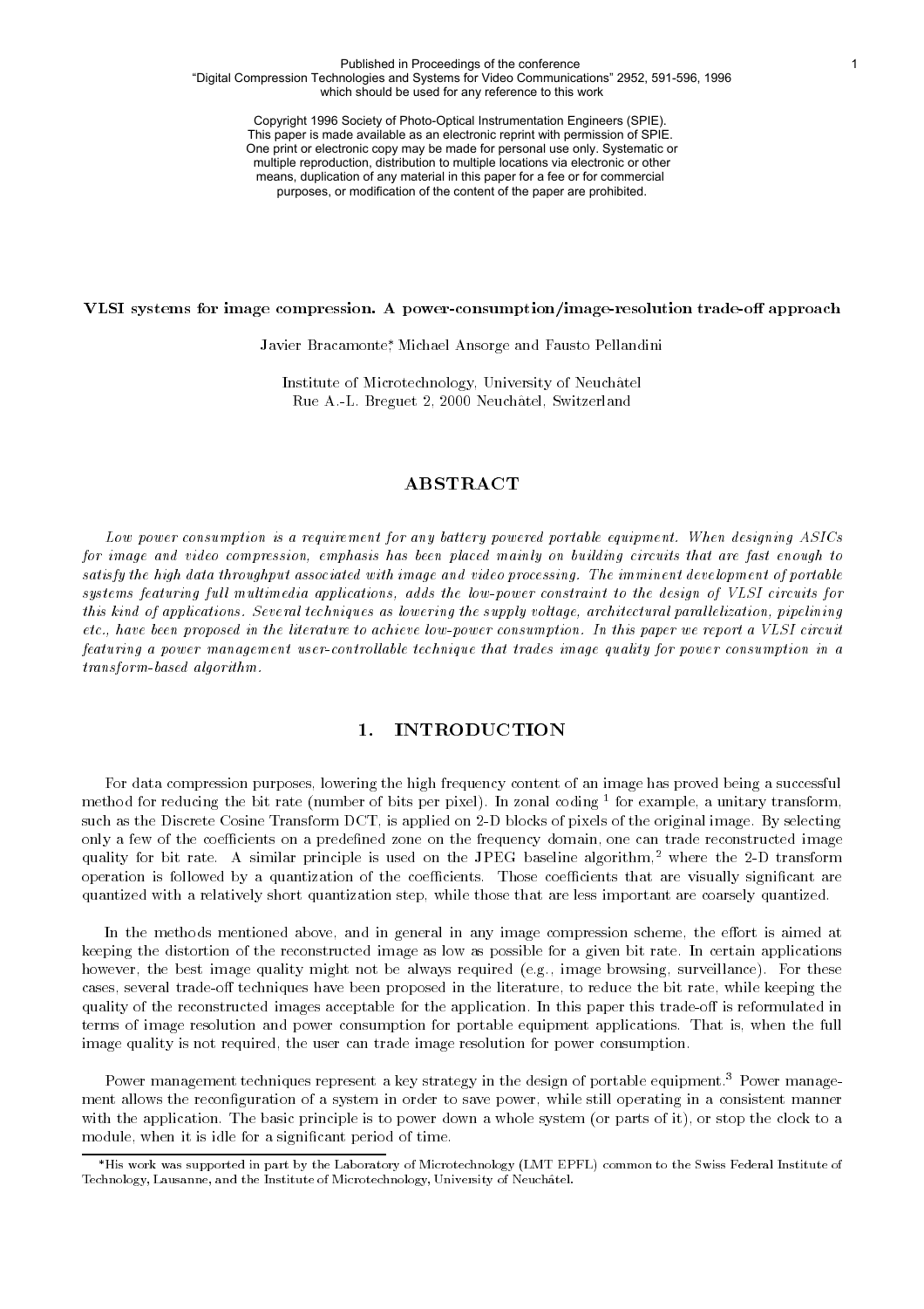Published in Proceedings of the conference
"Digital Compression Technologies and Systems for Video Communications" 2952, 591-596, 1996
which should be used for any reference to this work

Copyright 1996 Society of Photo-Optical Instrumentation Engineers (SPIE).
This paper is made available as an electronic reprint with permission of SPIE.
One print or electronic copy may be made for personal use only. Systematic or
multiple reproduction, distribution to multiple locations via electronic or other
means, duplication of any material in this paper for a fee or for commercial
purposes, or modification of the content of the paper are prohibited.

# VLSI systems for image compression. A power-consumption/image-resolution trade-off approach

Javier Bracamonte*, Michael Ansorge and Fausto Pellandini

Institute of Microtechnology, University of Neuchâtel
Rue A.-L. Breguet 2, 2000 Neuchâtel, Switzerland

## ABSTRACT

*Low power consumption is a requirement for any battery powered portable equipment. When designing ASICs for image and video compression, emphasis has been placed mainly on building circuits that are fast enough to satisfy the high data throughput associated with image and video processing. The imminent development of portable systems featuring full multimedia applications, adds the low-power constraint to the design of VLSI circuits for this kind of applications. Several techniques as lowering the supply voltage, architectural parallelization, pipelining etc., have been proposed in the literature to achieve low-power consumption. In this paper we report a VLSI circuit featuring a power management user-controllable technique that trades image quality for power consumption in a transform-based algorithm.*

## 1. INTRODUCTION

For data compression purposes, lowering the high frequency content of an image has proved being a successful method for reducing the bit rate (number of bits per pixel). In zonal coding [1] for example, a unitary transform, such as the Discrete Cosine Transform DCT, is applied on 2-D blocks of pixels of the original image. By selecting only a few of the coefficients on a predefined zone on the frequency domain, one can trade reconstructed image quality for bit rate. A similar principle is used on the JPEG baseline algorithm,[2] where the 2-D transform operation is followed by a quantization of the coefficients. Those coefficients that are visually significant are quantized with a relatively short quantization step, while those that are less important are coarsely quantized.

In the methods mentioned above, and in general in any image compression scheme, the effort is aimed at keeping the distortion of the reconstructed image as low as possible for a given bit rate. In certain applications however, the best image quality might not be always required (e.g., image browsing, surveillance). For these cases, several trade-off techniques have been proposed in the literature, to reduce the bit rate, while keeping the quality of the reconstructed images acceptable for the application. In this paper this trade-off is reformulated in terms of image resolution and power consumption for portable equipment applications. That is, when the full image quality is not required, the user can trade image resolution for power consumption.

Power management techniques represent a key strategy in the design of portable equipment.[3] Power management allows the reconfiguration of a system in order to save power, while still operating in a consistent manner with the application. The basic principle is to power down a whole system (or parts of it), or stop the clock to a module, when it is idle for a significant period of time.

*His work was supported in part by the Laboratory of Microtechnology (LMT EPFL) common to the Swiss Federal Institute of Technology, Lausanne, and the Institute of Microtechnology, University of Neuchâtel.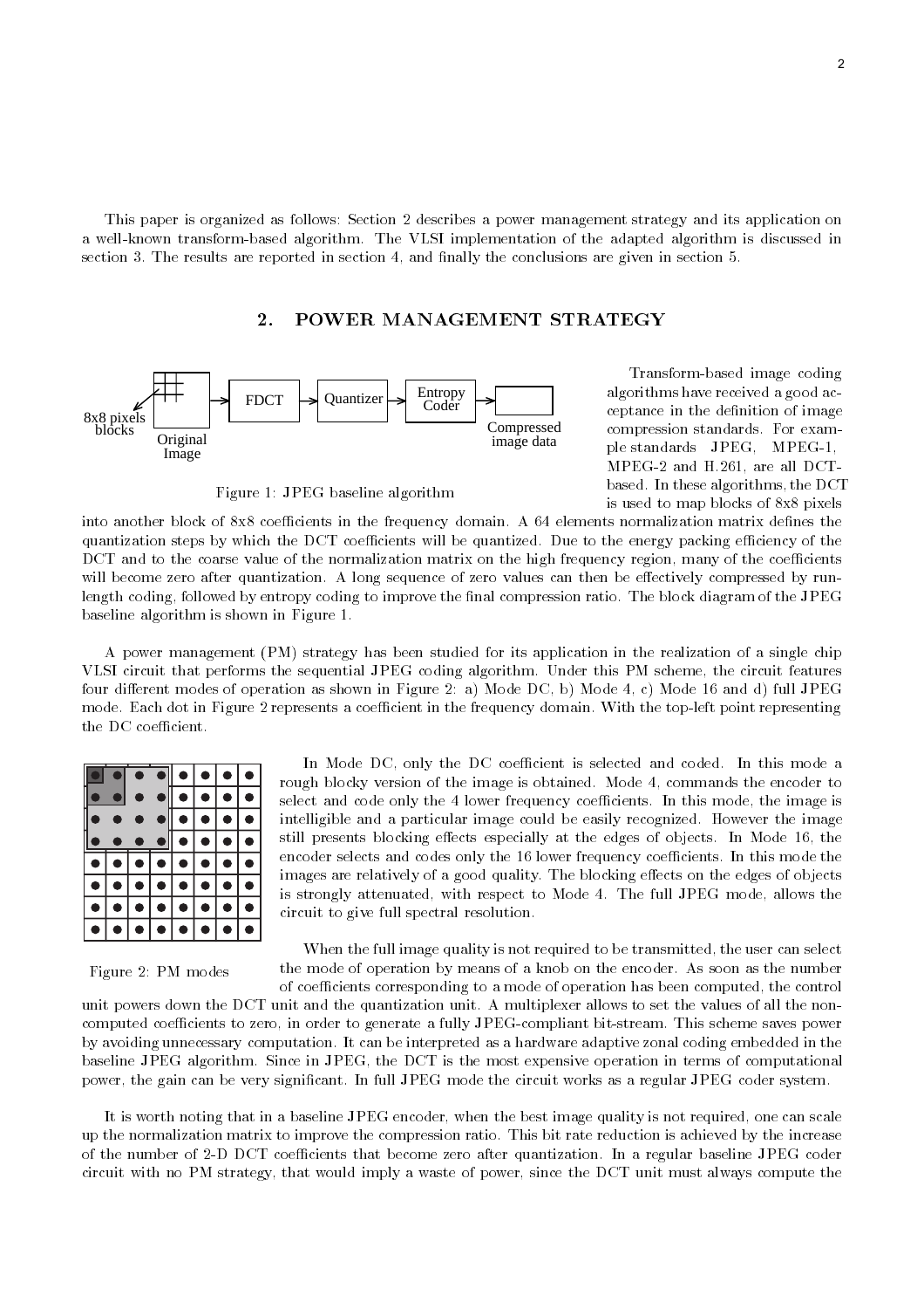This paper is organized as follows: Section 2 describes a power management strategy and its application on a well-known transform-based algorithm. The VLSI implementation of the adapted algorithm is discussed in section 3. The results are reported in section 4, and finally the conclusions are given in section 5.

## 2. POWER MANAGEMENT STRATEGY

Figure 1: JPEG baseline algorithm

Transform-based image coding algorithms have received a good acceptance in the definition of image compression standards. For example standards JPEG, MPEG-1, MPEG-2 and H.261, are all DCT-based. In these algorithms, the DCT is used to map blocks of 8x8 pixels into another block of 8x8 coefficients in the frequency domain. A 64 elements normalization matrix defines the quantization steps by which the DCT coefficients will be quantized. Due to the energy packing efficiency of the DCT and to the coarse value of the normalization matrix on the high frequency region, many of the coefficients will become zero after quantization. A long sequence of zero values can then be effectively compressed by run-length coding, followed by entropy coding to improve the final compression ratio. The block diagram of the JPEG baseline algorithm is shown in Figure 1.

A power management (PM) strategy has been studied for its application in the realization of a single chip VLSI circuit that performs the sequential JPEG coding algorithm. Under this PM scheme, the circuit features four different modes of operation as shown in Figure 2: a) Mode DC, b) Mode 4, c) Mode 16 and d) full JPEG mode. Each dot in Figure 2 represents a coefficient in the frequency domain. With the top-left point representing the DC coefficient.

Figure 2: PM modes

In Mode DC, only the DC coefficient is selected and coded. In this mode a rough blocky version of the image is obtained. Mode 4, commands the encoder to select and code only the 4 lower frequency coefficients. In this mode, the image is intelligible and a particular image could be easily recognized. However the image still presents blocking effects especially at the edges of objects. In Mode 16, the encoder selects and codes only the 16 lower frequency coefficients. In this mode the images are relatively of a good quality. The blocking effects on the edges of objects is strongly attenuated, with respect to Mode 4. The full JPEG mode, allows the circuit to give full spectral resolution.

When the full image quality is not required to be transmitted, the user can select the mode of operation by means of a knob on the encoder. As soon as the number of coefficients corresponding to a mode of operation has been computed, the control unit powers down the DCT unit and the quantization unit. A multiplexer allows to set the values of all the non-computed coefficients to zero, in order to generate a fully JPEG-compliant bit-stream. This scheme saves power by avoiding unnecessary computation. It can be interpreted as a hardware adaptive zonal coding embedded in the baseline JPEG algorithm. Since in JPEG, the DCT is the most expensive operation in terms of computational power, the gain can be very significant. In full JPEG mode the circuit works as a regular JPEG coder system.

It is worth noting that in a baseline JPEG encoder, when the best image quality is not required, one can scale up the normalization matrix to improve the compression ratio. This bit rate reduction is achieved by the increase of the number of 2-D DCT coefficients that become zero after quantization. In a regular baseline JPEG coder circuit with no PM strategy, that would imply a waste of power, since the DCT unit must always compute the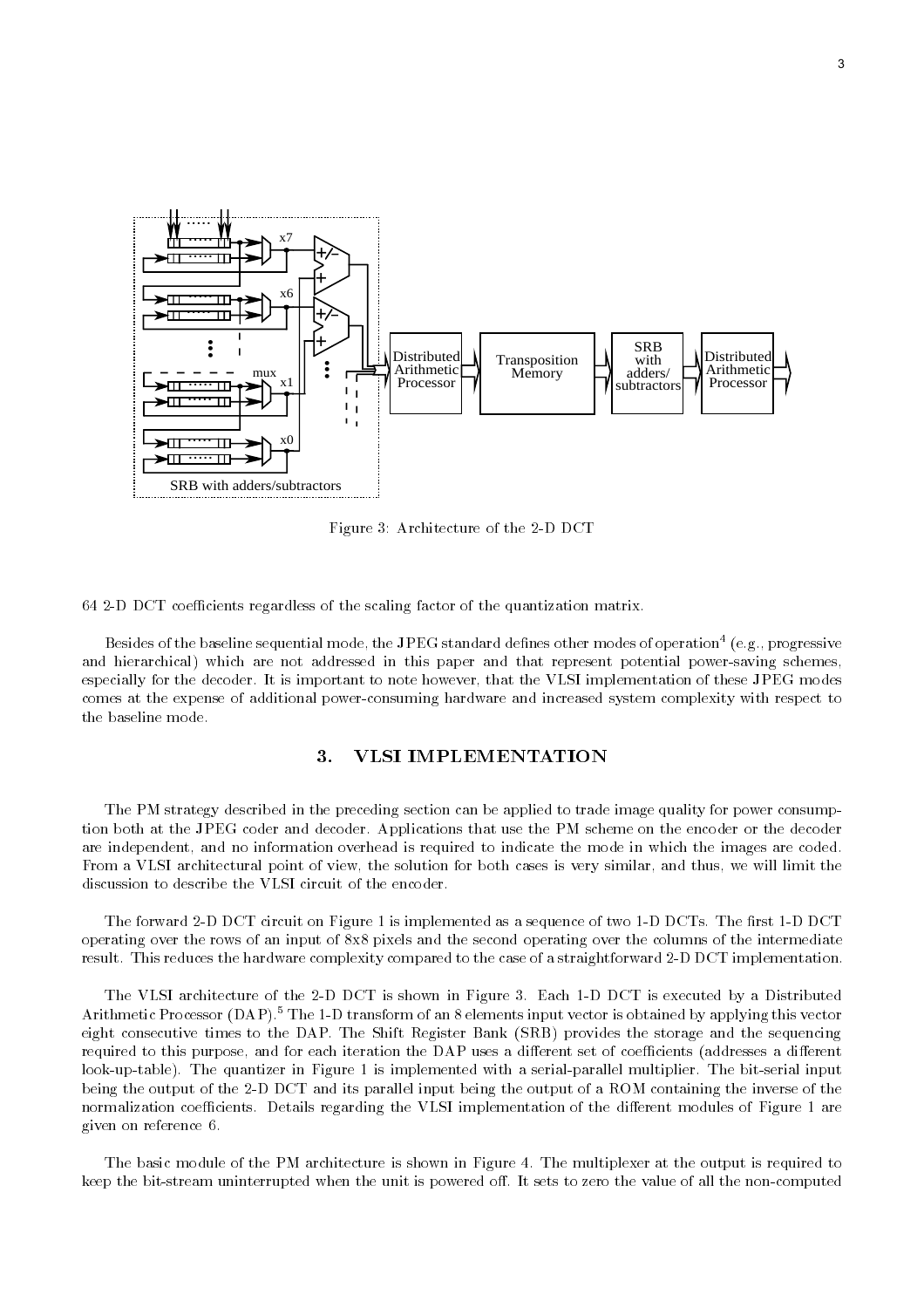Figure 3: Architecture of the 2-D DCT

64 2-D DCT coefficients regardless of the scaling factor of the quantization matrix.

Besides of the baseline sequential mode, the JPEG standard defines other modes of operation[4] (e.g., progressive and hierarchical) which are not addressed in this paper and that represent potential power-saving schemes, especially for the decoder. It is important to note however, that the VLSI implementation of these JPEG modes comes at the expense of additional power-consuming hardware and increased system complexity with respect to the baseline mode.

## 3. VLSI IMPLEMENTATION

The PM strategy described in the preceding section can be applied to trade image quality for power consumption both at the JPEG coder and decoder. Applications that use the PM scheme on the encoder or the decoder are independent, and no information overhead is required to indicate the mode in which the images are coded. From a VLSI architectural point of view, the solution for both cases is very similar, and thus, we will limit the discussion to describe the VLSI circuit of the encoder.

The forward 2-D DCT circuit on Figure 1 is implemented as a sequence of two 1-D DCTs. The first 1-D DCT operating over the rows of an input of 8x8 pixels and the second operating over the columns of the intermediate result. This reduces the hardware complexity compared to the case of a straightforward 2-D DCT implementation.

The VLSI architecture of the 2-D DCT is shown in Figure 3. Each 1-D DCT is executed by a Distributed Arithmetic Processor (DAP).[5] The 1-D transform of an 8 elements input vector is obtained by applying this vector eight consecutive times to the DAP. The Shift Register Bank (SRB) provides the storage and the sequencing required to this purpose, and for each iteration the DAP uses a different set of coefficients (addresses a different look-up-table). The quantizer in Figure 1 is implemented with a serial-parallel multiplier. The bit-serial input being the output of the 2-D DCT and its parallel input being the output of a ROM containing the inverse of the normalization coefficients. Details regarding the VLSI implementation of the different modules of Figure 1 are given on reference 6.

The basic module of the PM architecture is shown in Figure 4. The multiplexer at the output is required to keep the bit-stream uninterrupted when the unit is powered off. It sets to zero the value of all the non-computed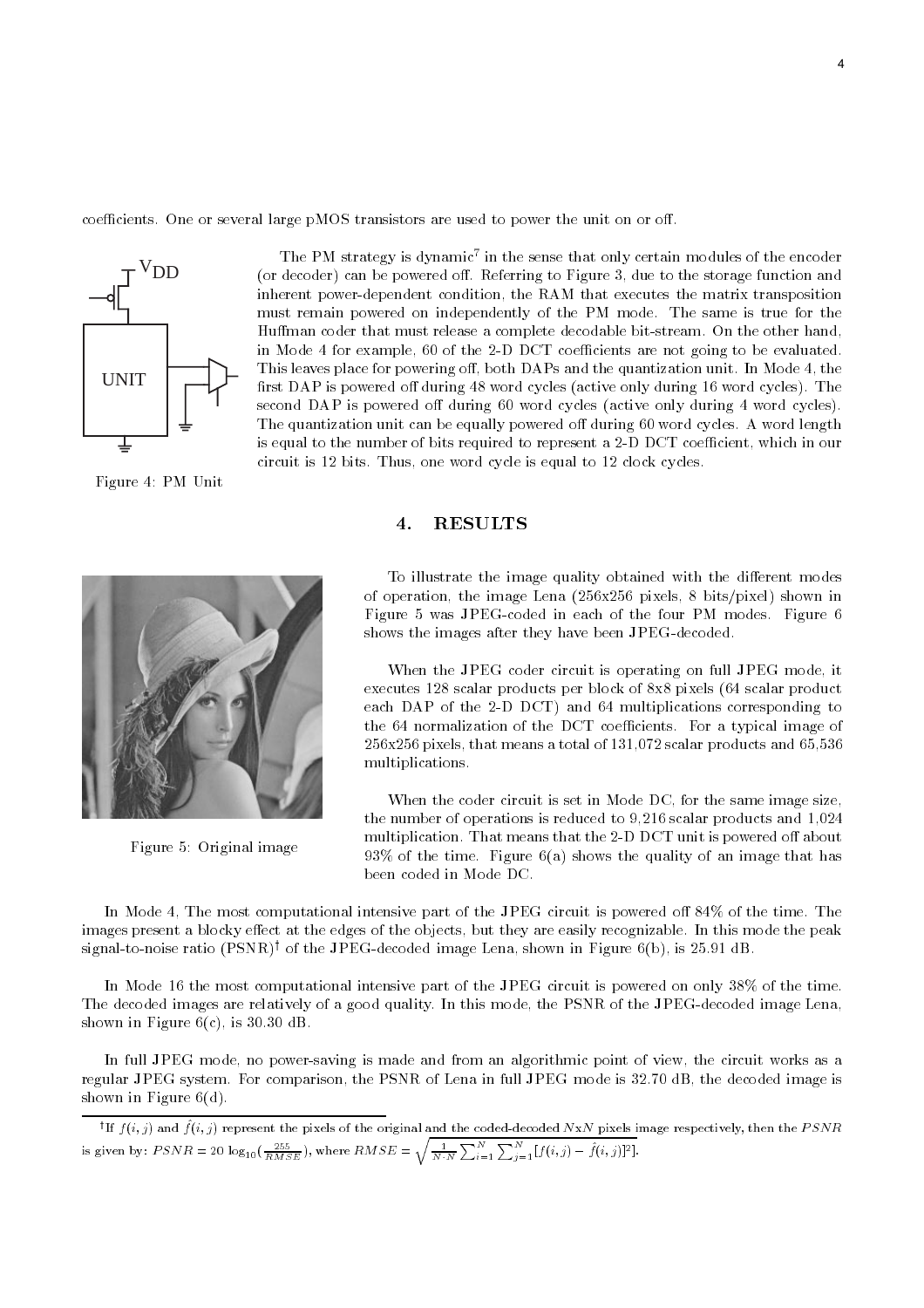coefficients. One or several large pMOS transistors are used to power the unit on or off.

Figure 4: PM Unit

The PM strategy is dynamic[7] in the sense that only certain modules of the encoder (or decoder) can be powered off. Referring to Figure 3, due to the storage function and inherent power-dependent condition, the RAM that executes the matrix transposition must remain powered on independently of the PM mode. The same is true for the Huffman coder that must release a complete decodable bit-stream. On the other hand, in Mode 4 for example, 60 of the 2-D DCT coefficients are not going to be evaluated. This leaves place for powering off, both DAPs and the quantization unit. In Mode 4, the first DAP is powered off during 48 word cycles (active only during 16 word cycles). The second DAP is powered off during 60 word cycles (active only during 4 word cycles). The quantization unit can be equally powered off during 60 word cycles. A word length is equal to the number of bits required to represent a 2-D DCT coefficient, which in our circuit is 12 bits. Thus, one word cycle is equal to 12 clock cycles.

## 4. RESULTS

Figure 5: Original image

To illustrate the image quality obtained with the different modes of operation, the image Lena (256x256 pixels, 8 bits/pixel) shown in Figure 5 was JPEG-coded in each of the four PM modes. Figure 6 shows the images after they have been JPEG-decoded.

When the JPEG coder circuit is operating on full JPEG mode, it executes 128 scalar products per block of 8x8 pixels (64 scalar product each DAP of the 2-D DCT) and 64 multiplications corresponding to the 64 normalization of the DCT coefficients. For a typical image of 256x256 pixels, that means a total of 131,072 scalar products and 65,536 multiplications.

When the coder circuit is set in Mode DC, for the same image size, the number of operations is reduced to 9,216 scalar products and 1,024 multiplication. That means that the 2-D DCT unit is powered off about 93% of the time. Figure 6(a) shows the quality of an image that has been coded in Mode DC.

In Mode 4, The most computational intensive part of the JPEG circuit is powered off 84% of the time. The images present a blocky effect at the edges of the objects, but they are easily recognizable. In this mode the peak signal-to-noise ratio (PSNR)[†] of the JPEG-decoded image Lena, shown in Figure 6(b), is 25.91 dB.

In Mode 16 the most computational intensive part of the JPEG circuit is powered on only 38% of the time. The decoded images are relatively of a good quality. In this mode, the PSNR of the JPEG-decoded image Lena, shown in Figure 6(c), is 30.30 dB.

In full JPEG mode, no power-saving is made and from an algorithmic point of view, the circuit works as a regular JPEG system. For comparison, the PSNR of Lena in full JPEG mode is 32.70 dB, the decoded image is shown in Figure 6(d).

---

[†] If $f(i,j)$ and $\hat{f}(i,j)$ represent the pixels of the original and the coded-decoded $N$x$N$ pixels image respectively, then the $PSNR$ is given by: $PSNR = 20\log_{10}(\frac{255}{RMSE})$, where $RMSE = \sqrt{\frac{1}{N \cdot N}\sum_{i=1}^{N}\sum_{j=1}^{N}[f(i,j) - \hat{f}(i,j)]^2}$.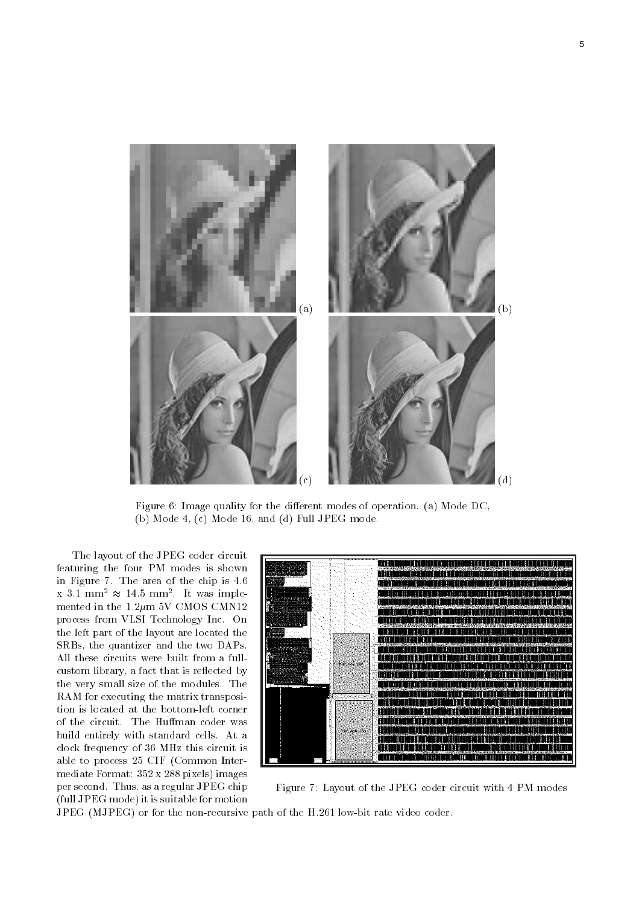Figure 6: Image quality for the different modes of operation. (a) Mode DC, (b) Mode 4, (c) Mode 16, and (d) Full JPEG mode.

The layout of the JPEG coder circuit featuring the four PM modes is shown in Figure 7. The area of the chip is 4.6 x 3.1 mm$^2$ $\approx$ 14.5 mm$^2$. It was implemented in the 1.2$\mu$m 5V CMOS CMN12 process from VLSI Technology Inc. On the left part of the layout are located the SRBs, the quantizer and the two DAPs. All these circuits were built from a full-custom library, a fact that is reflected by the very small size of the modules. The RAM for executing the matrix transposition is located at the bottom-left corner of the circuit. The Huffman coder was build entirely with standard cells. At a clock frequency of 36 MHz this circuit is able to process 25 CIF (Common Intermediate Format: 352 x 288 pixels) images per second. Thus, as a regular JPEG chip (full JPEG mode) it is suitable for motion JPEG (MJPEG) or for the non-recursive path of the H.261 low-bit rate video coder.

Figure 7: Layout of the JPEG coder circuit with 4 PM modes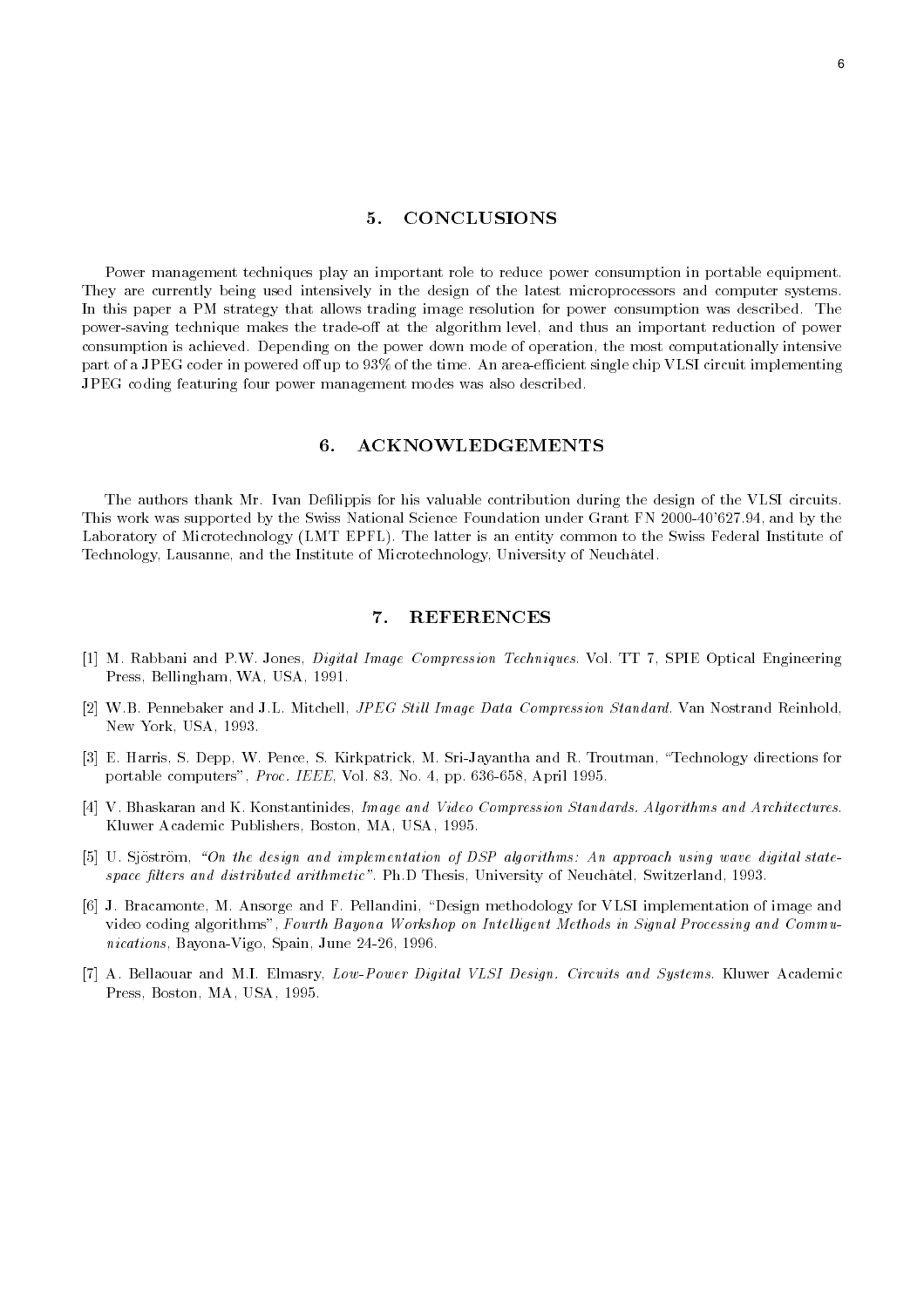## 5. CONCLUSIONS

Power management techniques play an important role to reduce power consumption in portable equipment. They are currently being used intensively in the design of the latest microprocessors and computer systems. In this paper a PM strategy that allows trading image resolution for power consumption was described. The power-saving technique makes the trade-off at the algorithm level, and thus an important reduction of power consumption is achieved. Depending on the power down mode of operation, the most computationally intensive part of a JPEG coder in powered off up to 93% of the time. An area-efficient single chip VLSI circuit implementing JPEG coding featuring four power management modes was also described.

## 6. ACKNOWLEDGEMENTS

The authors thank Mr. Ivan Defilippis for his valuable contribution during the design of the VLSI circuits. This work was supported by the Swiss National Science Foundation under Grant FN 2000-40'627.94, and by the Laboratory of Microtechnology (LMT EPFL). The latter is an entity common to the Swiss Federal Institute of Technology, Lausanne, and the Institute of Microtechnology, University of Neuchâtel.

## 7. REFERENCES

[1] M. Rabbani and P.W. Jones, *Digital Image Compression Techniques*. Vol. TT 7, SPIE Optical Engineering Press, Bellingham, WA, USA, 1991.

[2] W.B. Pennebaker and J.L. Mitchell, *JPEG Still Image Data Compression Standard*. Van Nostrand Reinhold, New York, USA, 1993.

[3] E. Harris, S. Depp, W. Pence, S. Kirkpatrick, M. Sri-Jayantha and R. Troutman, "Technology directions for portable computers", *Proc. IEEE*, Vol. 83, No. 4, pp. 636-658, April 1995.

[4] V. Bhaskaran and K. Konstantinides, *Image and Video Compression Standards. Algorithms and Architectures.* Kluwer Academic Publishers, Boston, MA, USA, 1995.

[5] U. Sjöström, *"On the design and implementation of DSP algorithms: An approach using wave digital state-space filters and distributed arithmetic"*. Ph.D Thesis, University of Neuchâtel, Switzerland, 1993.

[6] J. Bracamonte, M. Ansorge and F. Pellandini, "Design methodology for VLSI implementation of image and video coding algorithms", *Fourth Bayona Workshop on Intelligent Methods in Signal Processing and Communications*, Bayona-Vigo, Spain, June 24-26, 1996.

[7] A. Bellaouar and M.I. Elmasry, *Low-Power Digital VLSI Design. Circuits and Systems.* Kluwer Academic Press, Boston, MA, USA, 1995.